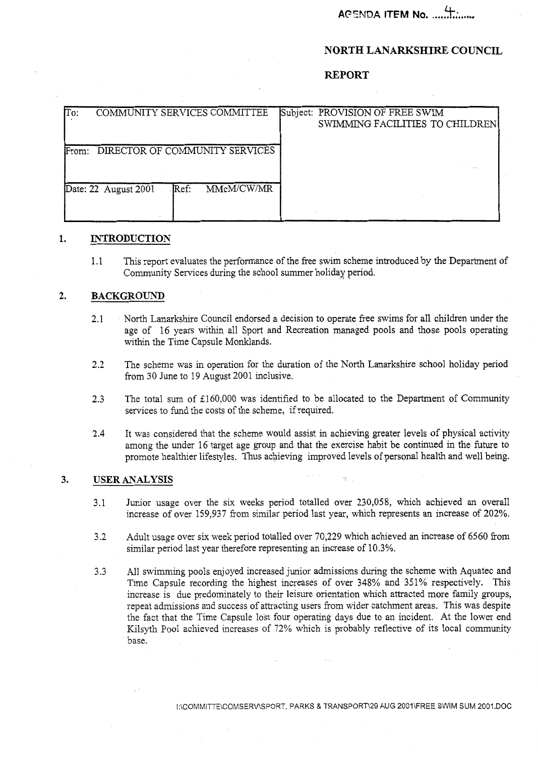AGENDA ITEM No. ....4.......

# NORTH LANARKSHIRE COUNCIL

## REPORT

| To: COMMUNITY SERVICES COMMITTEE | | Subject: PROVISION OF FREE SWIM SWIMMING FACILITIES TO CHILDREN |
|---|---|---|
| From: DIRECTOR OF COMMUNITY SERVICES | | |
| Date: 22 August 2001 | Ref: MMcM/CW/MR | |

## 1. INTRODUCTION

1.1 This report evaluates the performance of the free swim scheme introduced by the Department of Community Services during the school summer holiday period.

## 2. BACKGROUND

2.1 North Lanarkshire Council endorsed a decision to operate free swims for all children under the age of 16 years within all Sport and Recreation managed pools and those pools operating within the Time Capsule Monklands.

2.2 The scheme was in operation for the duration of the North Lanarkshire school holiday period from 30 June to 19 August 2001 inclusive.

2.3 The total sum of £160,000 was identified to be allocated to the Department of Community services to fund the costs of the scheme, if required.

2.4 It was considered that the scheme would assist in achieving greater levels of physical activity among the under 16 target age group and that the exercise habit be continued in the future to promote healthier lifestyles. Thus achieving improved levels of personal health and well being.

## 3. USER ANALYSIS

3.1 Junior usage over the six weeks period totalled over 230,058, which achieved an overall increase of over 159,937 from similar period last year, which represents an increase of 202%.

3.2 Adult usage over six week period totalled over 70,229 which achieved an increase of 6560 from similar period last year therefore representing an increase of 10.3%.

3.3 All swimming pools enjoyed increased junior admissions during the scheme with Aquatec and Time Capsule recording the highest increases of over 348% and 351% respectively. This increase is due predominately to their leisure orientation which attracted more family groups, repeat admissions and success of attracting users from wider catchment areas. This was despite the fact that the Time Capsule lost four operating days due to an incident. At the lower end Kilsyth Pool achieved increases of 72% which is probably reflective of its local community base.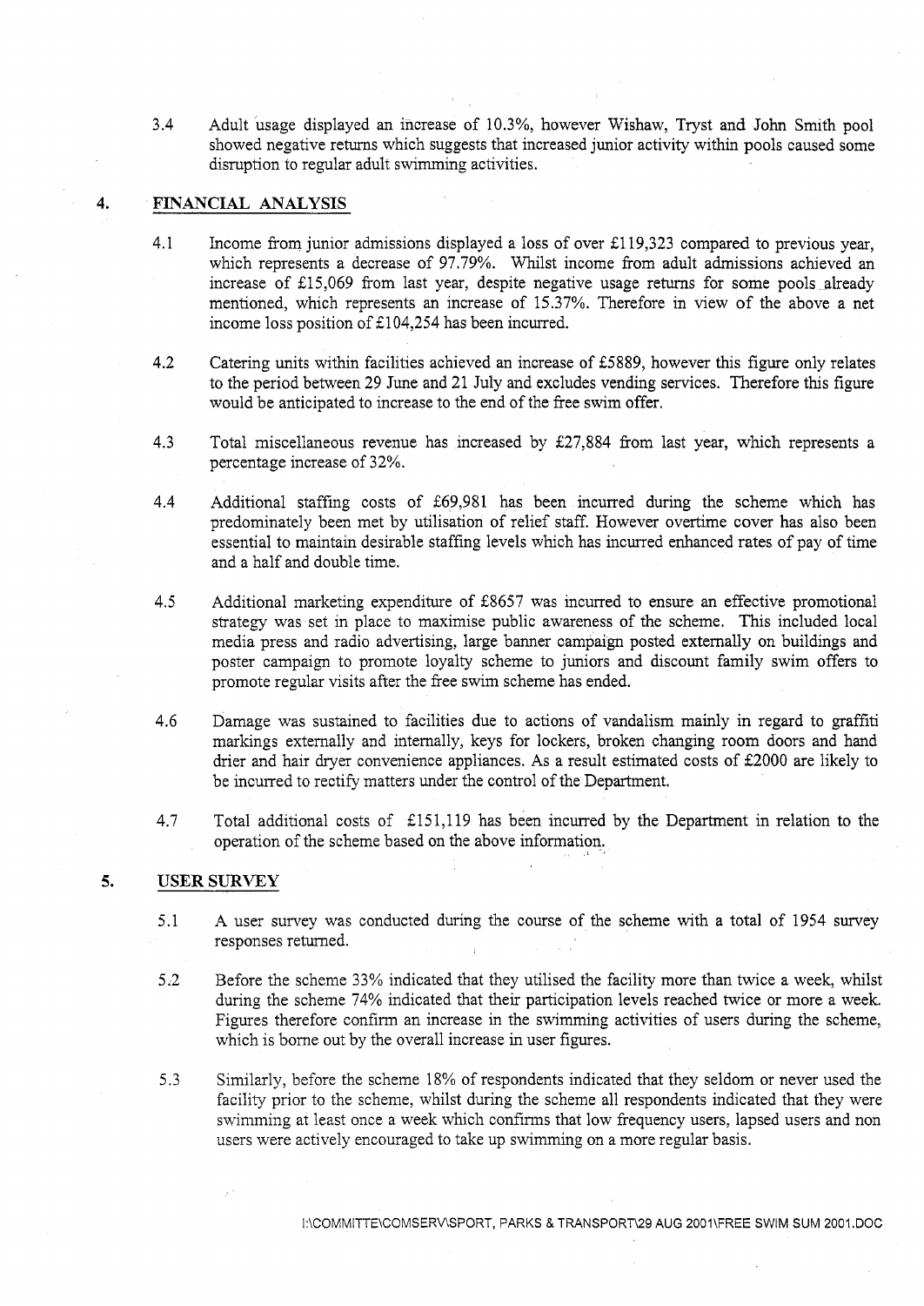3.4 Adult usage displayed an increase of 10.3%, however Wishaw, Tryst and John Smith pool showed negative returns which suggests that increased junior activity within pools caused some disruption to regular adult swimming activities.

## 4. FINANCIAL ANALYSIS

4.1 Income from junior admissions displayed a loss of over £119,323 compared to previous year, which represents a decrease of 97.79%. Whilst income from adult admissions achieved an increase of £15,069 from last year, despite negative usage returns for some pools already mentioned, which represents an increase of 15.37%. Therefore in view of the above a net income loss position of £104,254 has been incurred.

4.2 Catering units within facilities achieved an increase of £5889, however this figure only relates to the period between 29 June and 21 July and excludes vending services. Therefore this figure would be anticipated to increase to the end of the free swim offer.

4.3 Total miscellaneous revenue has increased by £27,884 from last year, which represents a percentage increase of 32%.

4.4 Additional staffing costs of £69,981 has been incurred during the scheme which has predominately been met by utilisation of relief staff. However overtime cover has also been essential to maintain desirable staffing levels which has incurred enhanced rates of pay of time and a half and double time.

4.5 Additional marketing expenditure of £8657 was incurred to ensure an effective promotional strategy was set in place to maximise public awareness of the scheme. This included local media press and radio advertising, large banner campaign posted externally on buildings and poster campaign to promote loyalty scheme to juniors and discount family swim offers to promote regular visits after the free swim scheme has ended.

4.6 Damage was sustained to facilities due to actions of vandalism mainly in regard to graffiti markings externally and internally, keys for lockers, broken changing room doors and hand drier and hair dryer convenience appliances. As a result estimated costs of £2000 are likely to be incurred to rectify matters under the control of the Department.

4.7 Total additional costs of £151,119 has been incurred by the Department in relation to the operation of the scheme based on the above information.

## 5. USER SURVEY

5.1 A user survey was conducted during the course of the scheme with a total of 1954 survey responses returned.

5.2 Before the scheme 33% indicated that they utilised the facility more than twice a week, whilst during the scheme 74% indicated that their participation levels reached twice or more a week. Figures therefore confirm an increase in the swimming activities of users during the scheme, which is borne out by the overall increase in user figures.

5.3 Similarly, before the scheme 18% of respondents indicated that they seldom or never used the facility prior to the scheme, whilst during the scheme all respondents indicated that they were swimming at least once a week which confirms that low frequency users, lapsed users and non users were actively encouraged to take up swimming on a more regular basis.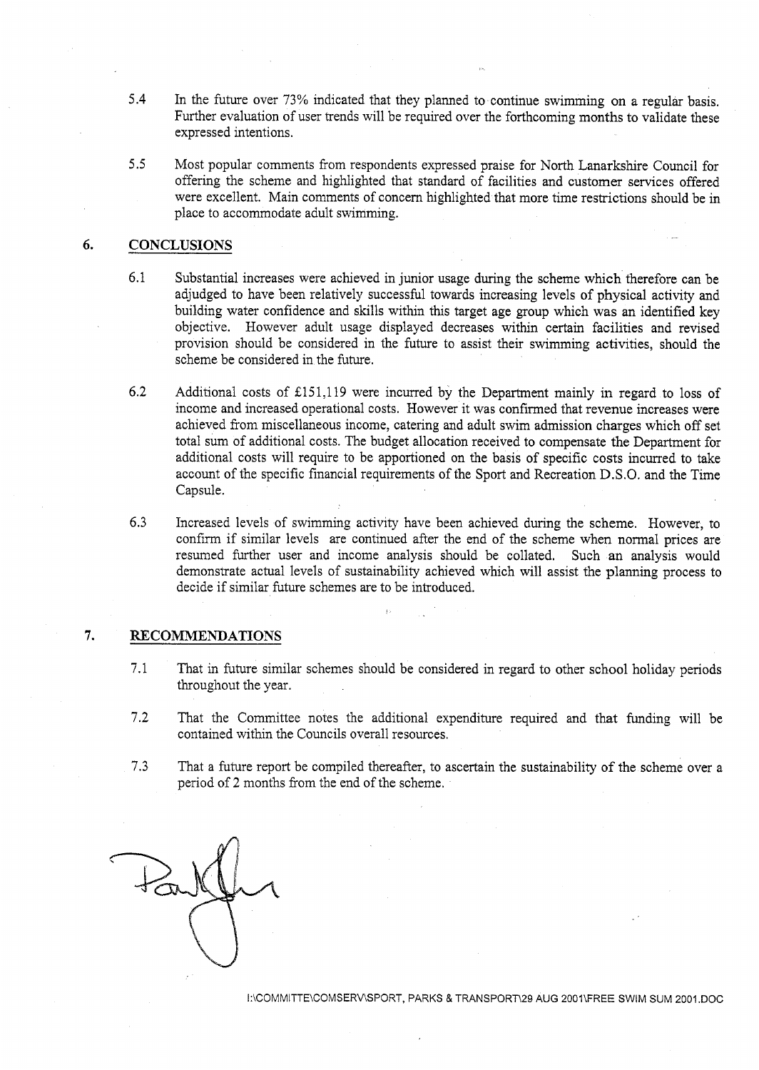5.4 In the future over 73% indicated that they planned to continue swimming on a regular basis. Further evaluation of user trends will be required over the forthcoming months to validate these expressed intentions.

5.5 Most popular comments from respondents expressed praise for North Lanarkshire Council for offering the scheme and highlighted that standard of facilities and customer services offered were excellent. Main comments of concern highlighted that more time restrictions should be in place to accommodate adult swimming.

## 6. CONCLUSIONS

6.1 Substantial increases were achieved in junior usage during the scheme which therefore can be adjudged to have been relatively successful towards increasing levels of physical activity and building water confidence and skills within this target age group which was an identified key objective. However adult usage displayed decreases within certain facilities and revised provision should be considered in the future to assist their swimming activities, should the scheme be considered in the future.

6.2 Additional costs of £151,119 were incurred by the Department mainly in regard to loss of income and increased operational costs. However it was confirmed that revenue increases were achieved from miscellaneous income, catering and adult swim admission charges which off set total sum of additional costs. The budget allocation received to compensate the Department for additional costs will require to be apportioned on the basis of specific costs incurred to take account of the specific financial requirements of the Sport and Recreation D.S.O. and the Time Capsule.

6.3 Increased levels of swimming activity have been achieved during the scheme. However, to confirm if similar levels are continued after the end of the scheme when normal prices are resumed further user and income analysis should be collated. Such an analysis would demonstrate actual levels of sustainability achieved which will assist the planning process to decide if similar future schemes are to be introduced.

## 7. RECOMMENDATIONS

7.1 That in future similar schemes should be considered in regard to other school holiday periods throughout the year.

7.2 That the Committee notes the additional expenditure required and that funding will be contained within the Councils overall resources.

7.3 That a future report be compiled thereafter, to ascertain the sustainability of the scheme over a period of 2 months from the end of the scheme.

I:\COMMITTE\COMSERV\SPORT, PARKS & TRANSPORT\29 AUG 2001\FREE SWIM SUM 2001.DOC